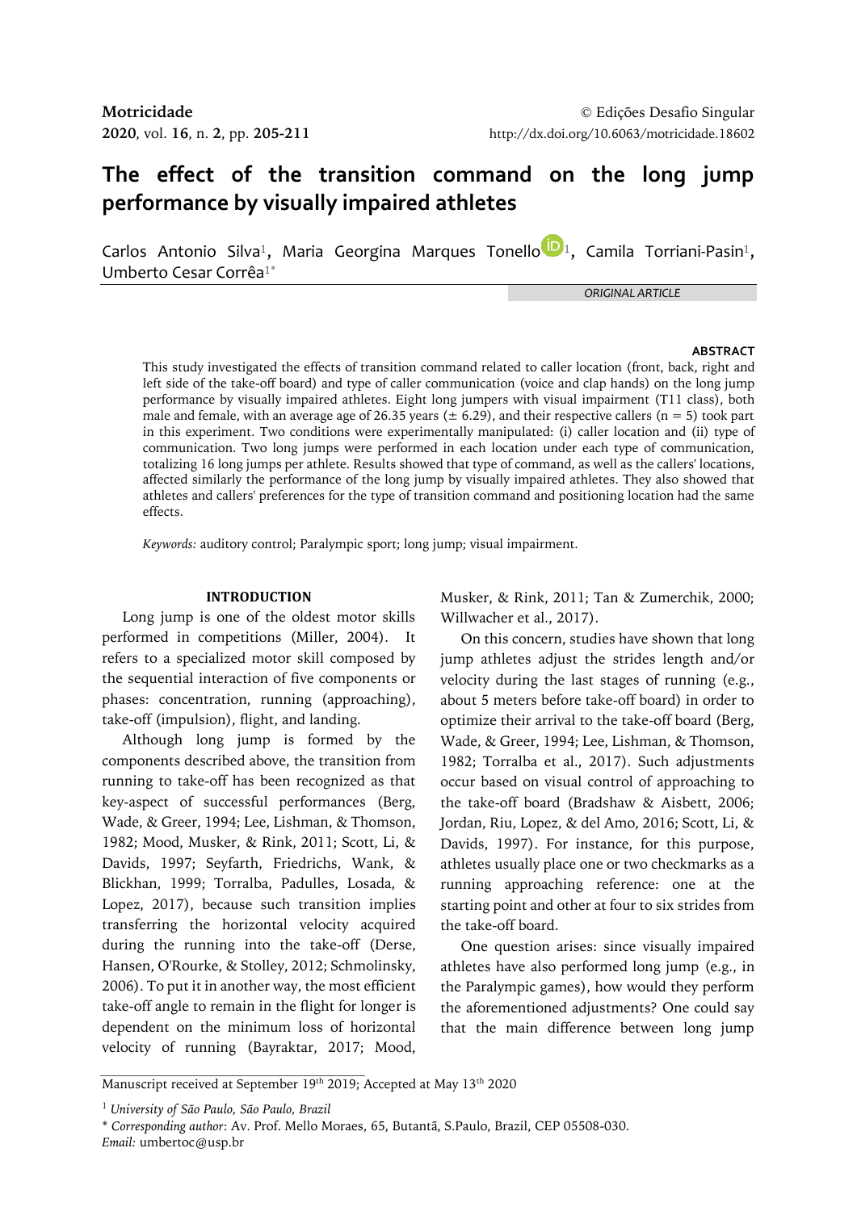# The effect of the transition command on the long jump performance by visually impaired athletes

Carlos Antonio Silva[1], Maria Georgina Marques Tonello[1], Camila Torriani-Pasin[1], Umberto Cesar Corrêa[1*]

*ORIGINAL ARTICLE*

## ABSTRACT

This study investigated the effects of transition command related to caller location (front, back, right and left side of the take-off board) and type of caller communication (voice and clap hands) on the long jump performance by visually impaired athletes. Eight long jumpers with visual impairment (T11 class), both male and female, with an average age of 26.35 years (± 6.29), and their respective callers (n = 5) took part in this experiment. Two conditions were experimentally manipulated: (i) caller location and (ii) type of communication. Two long jumps were performed in each location under each type of communication, totalizing 16 long jumps per athlete. Results showed that type of command, as well as the callers' locations, affected similarly the performance of the long jump by visually impaired athletes. They also showed that athletes and callers' preferences for the type of transition command and positioning location had the same effects.

*Keywords:* auditory control; Paralympic sport; long jump; visual impairment.

## INTRODUCTION

Long jump is one of the oldest motor skills performed in competitions (Miller, 2004). It refers to a specialized motor skill composed by the sequential interaction of five components or phases: concentration, running (approaching), take-off (impulsion), flight, and landing.

Although long jump is formed by the components described above, the transition from running to take-off has been recognized as that key-aspect of successful performances (Berg, Wade, & Greer, 1994; Lee, Lishman, & Thomson, 1982; Mood, Musker, & Rink, 2011; Scott, Li, & Davids, 1997; Seyfarth, Friedrichs, Wank, & Blickhan, 1999; Torralba, Padulles, Losada, & Lopez, 2017), because such transition implies transferring the horizontal velocity acquired during the running into the take-off (Derse, Hansen, O'Rourke, & Stolley, 2012; Schmolinsky, 2006). To put it in another way, the most efficient take-off angle to remain in the flight for longer is dependent on the minimum loss of horizontal velocity of running (Bayraktar, 2017; Mood, Musker, & Rink, 2011; Tan & Zumerchik, 2000; Willwacher et al., 2017).

On this concern, studies have shown that long jump athletes adjust the strides length and/or velocity during the last stages of running (e.g., about 5 meters before take-off board) in order to optimize their arrival to the take-off board (Berg, Wade, & Greer, 1994; Lee, Lishman, & Thomson, 1982; Torralba et al., 2017). Such adjustments occur based on visual control of approaching to the take-off board (Bradshaw & Aisbett, 2006; Jordan, Riu, Lopez, & del Amo, 2016; Scott, Li, & Davids, 1997). For instance, for this purpose, athletes usually place one or two checkmarks as a running approaching reference: one at the starting point and other at four to six strides from the take-off board.

One question arises: since visually impaired athletes have also performed long jump (e.g., in the Paralympic games), how would they perform the aforementioned adjustments? One could say that the main difference between long jump

---

Manuscript received at September 19th 2019; Accepted at May 13th 2020

[1] *University of São Paulo, São Paulo, Brazil*

\* *Corresponding author*: Av. Prof. Mello Moraes, 65, Butantã, S.Paulo, Brazil, CEP 05508-030.
*Email:* umbertoc@usp.br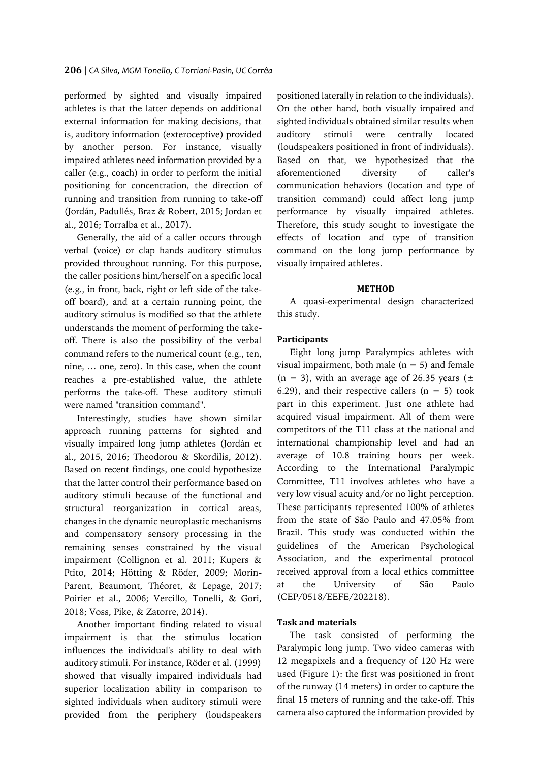performed by sighted and visually impaired athletes is that the latter depends on additional external information for making decisions, that is, auditory information (exteroceptive) provided by another person. For instance, visually impaired athletes need information provided by a caller (e.g., coach) in order to perform the initial positioning for concentration, the direction of running and transition from running to take-off (Jordán, Padullés, Braz & Robert, 2015; Jordan et al., 2016; Torralba et al., 2017).

Generally, the aid of a caller occurs through verbal (voice) or clap hands auditory stimulus provided throughout running. For this purpose, the caller positions him/herself on a specific local (e.g., in front, back, right or left side of the take-off board), and at a certain running point, the auditory stimulus is modified so that the athlete understands the moment of performing the take-off. There is also the possibility of the verbal command refers to the numerical count (e.g., ten, nine, … one, zero). In this case, when the count reaches a pre-established value, the athlete performs the take-off. These auditory stimuli were named "transition command".

Interestingly, studies have shown similar approach running patterns for sighted and visually impaired long jump athletes (Jordán et al., 2015, 2016; Theodorou & Skordilis, 2012). Based on recent findings, one could hypothesize that the latter control their performance based on auditory stimuli because of the functional and structural reorganization in cortical areas, changes in the dynamic neuroplastic mechanisms and compensatory sensory processing in the remaining senses constrained by the visual impairment (Collignon et al. 2011; Kupers & Ptito, 2014; Hötting & Röder, 2009; Morin-Parent, Beaumont, Théoret, & Lepage, 2017; Poirier et al., 2006; Vercillo, Tonelli, & Gori, 2018; Voss, Pike, & Zatorre, 2014).

Another important finding related to visual impairment is that the stimulus location influences the individual's ability to deal with auditory stimuli. For instance, Röder et al. (1999) showed that visually impaired individuals had superior localization ability in comparison to sighted individuals when auditory stimuli were provided from the periphery (loudspeakers positioned laterally in relation to the individuals). On the other hand, both visually impaired and sighted individuals obtained similar results when auditory stimuli were centrally located (loudspeakers positioned in front of individuals). Based on that, we hypothesized that the aforementioned diversity of caller's communication behaviors (location and type of transition command) could affect long jump performance by visually impaired athletes. Therefore, this study sought to investigate the effects of location and type of transition command on the long jump performance by visually impaired athletes.

## METHOD

A quasi-experimental design characterized this study.

### Participants

Eight long jump Paralympics athletes with visual impairment, both male ($n = 5$) and female ($n = 3$), with an average age of 26.35 years ($\pm$ 6.29), and their respective callers ($n = 5$) took part in this experiment. Just one athlete had acquired visual impairment. All of them were competitors of the T11 class at the national and international championship level and had an average of 10.8 training hours per week. According to the International Paralympic Committee, T11 involves athletes who have a very low visual acuity and/or no light perception. These participants represented 100% of athletes from the state of São Paulo and 47.05% from Brazil. This study was conducted within the guidelines of the American Psychological Association, and the experimental protocol received approval from a local ethics committee at the University of São Paulo (CEP/0518/EEFE/202218).

### Task and materials

The task consisted of performing the Paralympic long jump. Two video cameras with 12 megapixels and a frequency of 120 Hz were used (Figure 1): the first was positioned in front of the runway (14 meters) in order to capture the final 15 meters of running and the take-off. This camera also captured the information provided by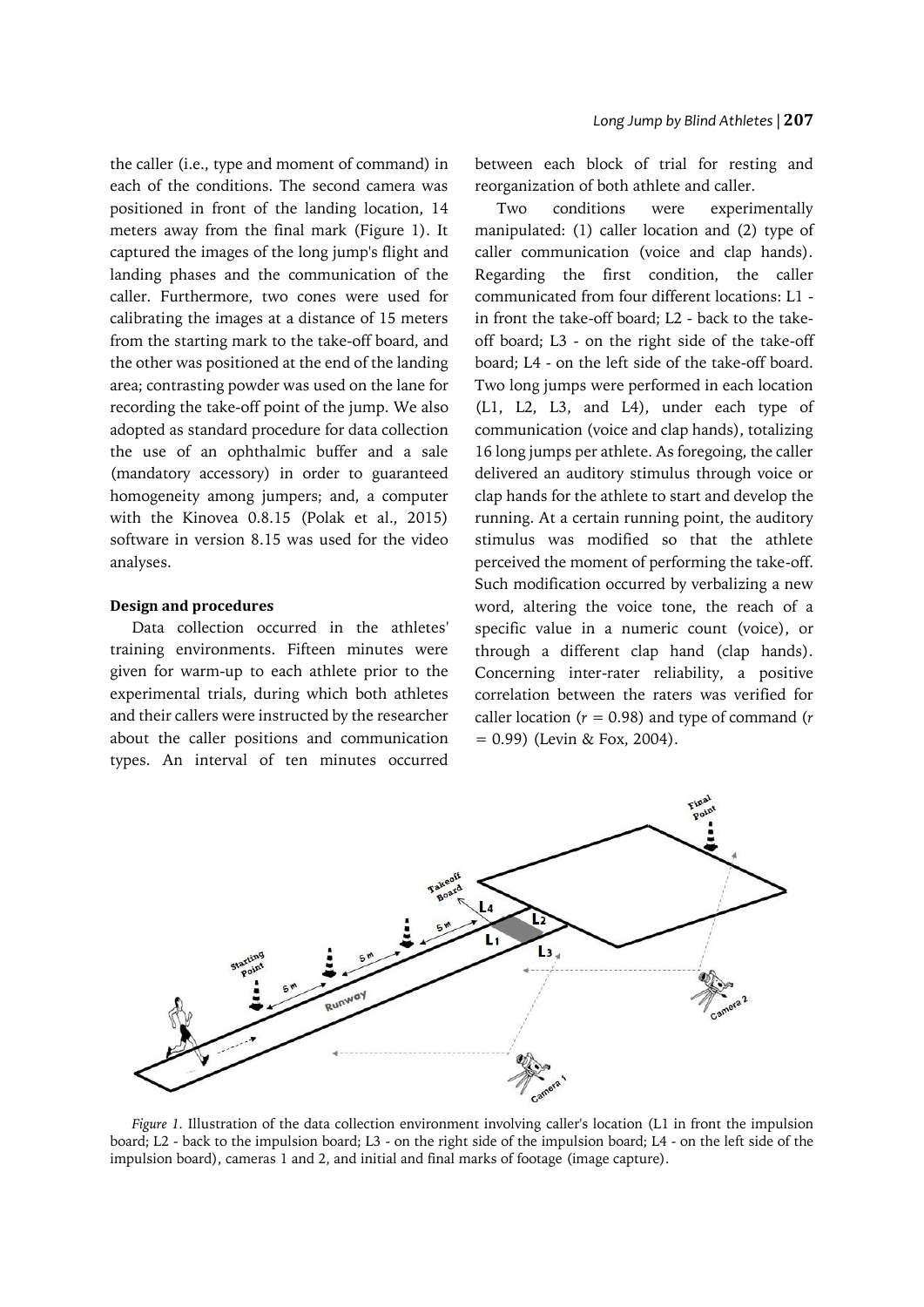the caller (i.e., type and moment of command) in each of the conditions. The second camera was positioned in front of the landing location, 14 meters away from the final mark (Figure 1). It captured the images of the long jump's flight and landing phases and the communication of the caller. Furthermore, two cones were used for calibrating the images at a distance of 15 meters from the starting mark to the take-off board, and the other was positioned at the end of the landing area; contrasting powder was used on the lane for recording the take-off point of the jump. We also adopted as standard procedure for data collection the use of an ophthalmic buffer and a sale (mandatory accessory) in order to guaranteed homogeneity among jumpers; and, a computer with the Kinovea 0.8.15 (Polak et al., 2015) software in version 8.15 was used for the video analyses.

**Design and procedures**

Data collection occurred in the athletes' training environments. Fifteen minutes were given for warm-up to each athlete prior to the experimental trials, during which both athletes and their callers were instructed by the researcher about the caller positions and communication types. An interval of ten minutes occurred between each block of trial for resting and reorganization of both athlete and caller.

Two conditions were experimentally manipulated: (1) caller location and (2) type of caller communication (voice and clap hands). Regarding the first condition, the caller communicated from four different locations: L1 - in front the take-off board; L2 - back to the take-off board; L3 - on the right side of the take-off board; L4 - on the left side of the take-off board. Two long jumps were performed in each location (L1, L2, L3, and L4), under each type of communication (voice and clap hands), totalizing 16 long jumps per athlete. As foregoing, the caller delivered an auditory stimulus through voice or clap hands for the athlete to start and develop the running. At a certain running point, the auditory stimulus was modified so that the athlete perceived the moment of performing the take-off. Such modification occurred by verbalizing a new word, altering the voice tone, the reach of a specific value in a numeric count (voice), or through a different clap hand (clap hands). Concerning inter-rater reliability, a positive correlation between the raters was verified for caller location ($r = 0.98$) and type of command ($r = 0.99$) (Levin & Fox, 2004).

*Figure 1.* Illustration of the data collection environment involving caller's location (L1 in front the impulsion board; L2 - back to the impulsion board; L3 - on the right side of the impulsion board; L4 - on the left side of the impulsion board), cameras 1 and 2, and initial and final marks of footage (image capture).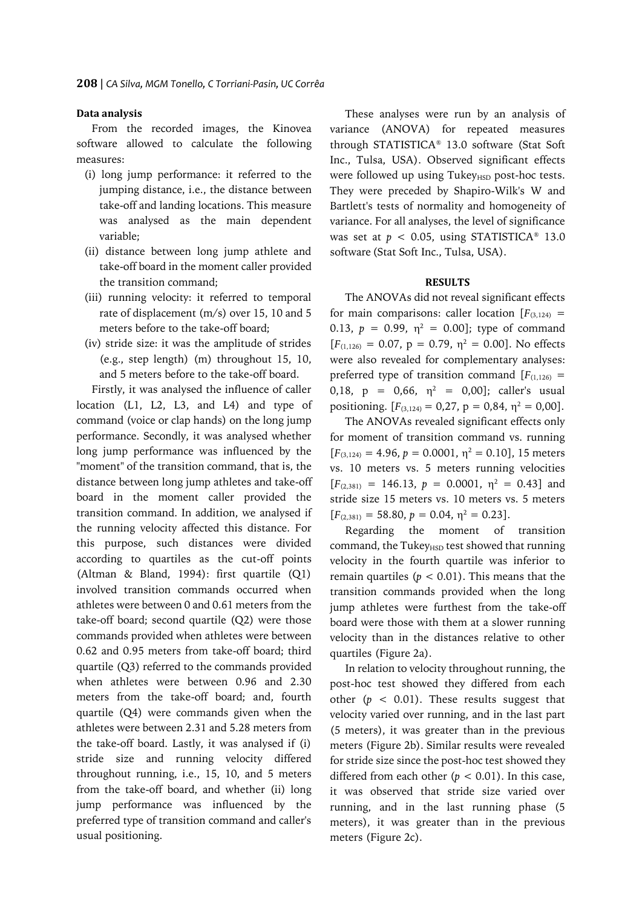### Data analysis

From the recorded images, the Kinovea software allowed to calculate the following measures:

(i) long jump performance: it referred to the jumping distance, i.e., the distance between take-off and landing locations. This measure was analysed as the main dependent variable;

(ii) distance between long jump athlete and take-off board in the moment caller provided the transition command;

(iii) running velocity: it referred to temporal rate of displacement (m/s) over 15, 10 and 5 meters before to the take-off board;

(iv) stride size: it was the amplitude of strides (e.g., step length) (m) throughout 15, 10, and 5 meters before to the take-off board.

Firstly, it was analysed the influence of caller location (L1, L2, L3, and L4) and type of command (voice or clap hands) on the long jump performance. Secondly, it was analysed whether long jump performance was influenced by the "moment" of the transition command, that is, the distance between long jump athletes and take-off board in the moment caller provided the transition command. In addition, we analysed if the running velocity affected this distance. For this purpose, such distances were divided according to quartiles as the cut-off points (Altman & Bland, 1994): first quartile (Q1) involved transition commands occurred when athletes were between 0 and 0.61 meters from the take-off board; second quartile (Q2) were those commands provided when athletes were between 0.62 and 0.95 meters from take-off board; third quartile (Q3) referred to the commands provided when athletes were between 0.96 and 2.30 meters from the take-off board; and, fourth quartile (Q4) were commands given when the athletes were between 2.31 and 5.28 meters from the take-off board. Lastly, it was analysed if (i) stride size and running velocity differed throughout running, i.e., 15, 10, and 5 meters from the take-off board, and whether (ii) long jump performance was influenced by the preferred type of transition command and caller's usual positioning.

These analyses were run by an analysis of variance (ANOVA) for repeated measures through STATISTICA® 13.0 software (Stat Soft Inc., Tulsa, USA). Observed significant effects were followed up using Tukey$_{HSD}$ post-hoc tests. They were preceded by Shapiro-Wilk's W and Bartlett's tests of normality and homogeneity of variance. For all analyses, the level of significance was set at $p < 0.05$, using STATISTICA® 13.0 software (Stat Soft Inc., Tulsa, USA).

## RESULTS

The ANOVAs did not reveal significant effects for main comparisons: caller location [$F_{(3,124)} = 0.13$, $p = 0.99$, $\eta^2 = 0.00$]; type of command [$F_{(1,126)} = 0.07$, p = 0.79, $\eta^2 = 0.00$]. No effects were also revealed for complementary analyses: preferred type of transition command [$F_{(1,126)} =$ 0,18, p = 0,66, $\eta^2 =$ 0,00]; caller's usual positioning. [$F_{(3,124)} =$ 0,27, p = 0,84, $\eta^2 =$ 0,00].

The ANOVAs revealed significant effects only for moment of transition command vs. running [$F_{(3,124)} = 4.96$, $p = 0.0001$, $\eta^2 = 0.10$], 15 meters vs. 10 meters vs. 5 meters running velocities [$F_{(2,381)} = 146.13$, $p = 0.0001$, $\eta^2 = 0.43$] and stride size 15 meters vs. 10 meters vs. 5 meters [$F_{(2,381)} = 58.80$, $p = 0.04$, $\eta^2 = 0.23$].

Regarding the moment of transition command, the Tukey$_{HSD}$ test showed that running velocity in the fourth quartile was inferior to remain quartiles ($p < 0.01$). This means that the transition commands provided when the long jump athletes were furthest from the take-off board were those with them at a slower running velocity than in the distances relative to other quartiles (Figure 2a).

In relation to velocity throughout running, the post-hoc test showed they differed from each other ($p < 0.01$). These results suggest that velocity varied over running, and in the last part (5 meters), it was greater than in the previous meters (Figure 2b). Similar results were revealed for stride size since the post-hoc test showed they differed from each other ($p < 0.01$). In this case, it was observed that stride size varied over running, and in the last running phase (5 meters), it was greater than in the previous meters (Figure 2c).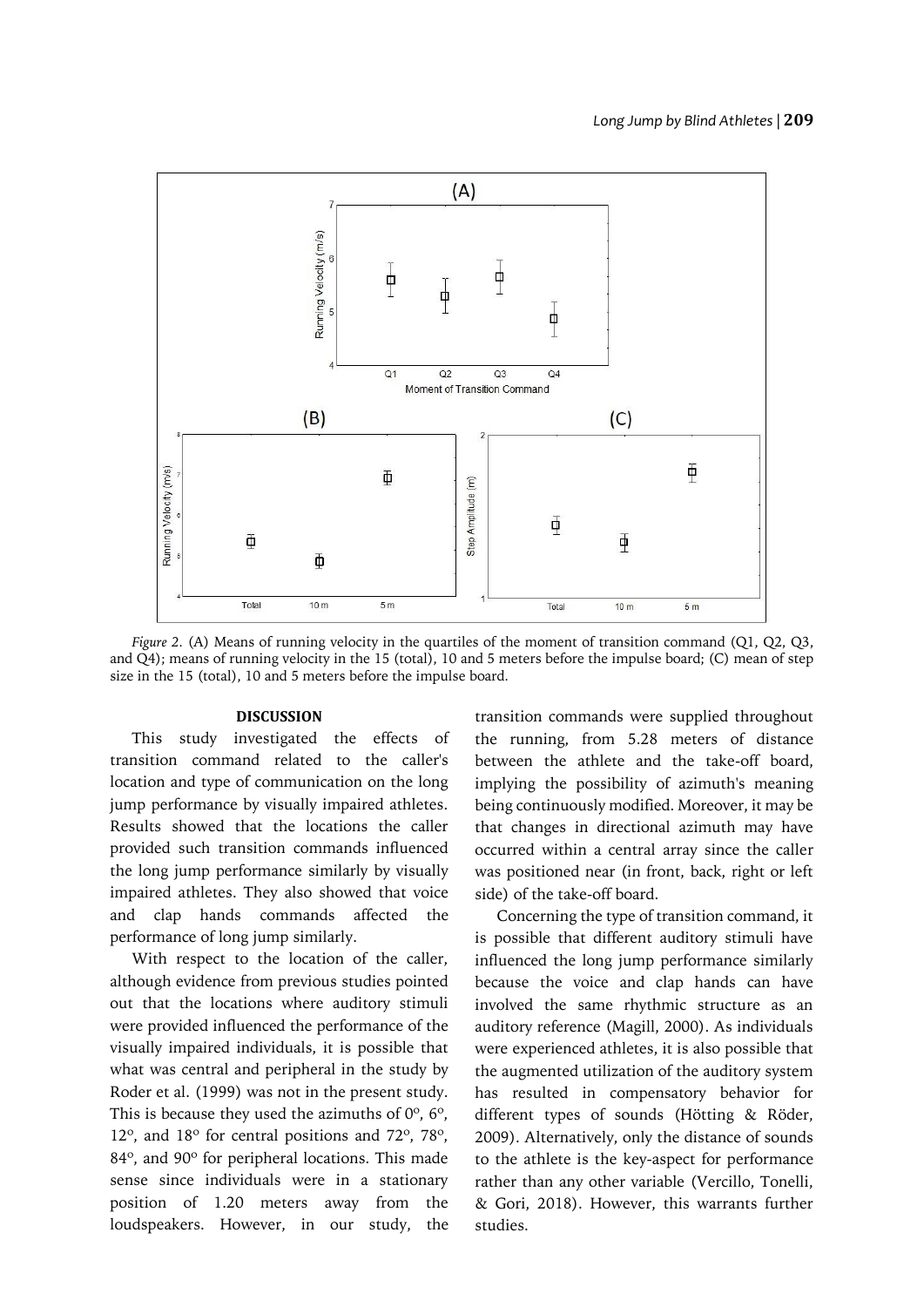*Figure 2*. (A) Means of running velocity in the quartiles of the moment of transition command (Q1, Q2, Q3, and Q4); means of running velocity in the 15 (total), 10 and 5 meters before the impulse board; (C) mean of step size in the 15 (total), 10 and 5 meters before the impulse board.

## DISCUSSION

This study investigated the effects of transition command related to the caller's location and type of communication on the long jump performance by visually impaired athletes. Results showed that the locations the caller provided such transition commands influenced the long jump performance similarly by visually impaired athletes. They also showed that voice and clap hands commands affected the performance of long jump similarly.

With respect to the location of the caller, although evidence from previous studies pointed out that the locations where auditory stimuli were provided influenced the performance of the visually impaired individuals, it is possible that what was central and peripheral in the study by Roder et al. (1999) was not in the present study. This is because they used the azimuths of 0º, 6º, 12º, and 18º for central positions and 72º, 78º, 84º, and 90º for peripheral locations. This made sense since individuals were in a stationary position of 1.20 meters away from the loudspeakers. However, in our study, the transition commands were supplied throughout the running, from 5.28 meters of distance between the athlete and the take-off board, implying the possibility of azimuth's meaning being continuously modified. Moreover, it may be that changes in directional azimuth may have occurred within a central array since the caller was positioned near (in front, back, right or left side) of the take-off board.

Concerning the type of transition command, it is possible that different auditory stimuli have influenced the long jump performance similarly because the voice and clap hands can have involved the same rhythmic structure as an auditory reference (Magill, 2000). As individuals were experienced athletes, it is also possible that the augmented utilization of the auditory system has resulted in compensatory behavior for different types of sounds (Hötting & Röder, 2009). Alternatively, only the distance of sounds to the athlete is the key-aspect for performance rather than any other variable (Vercillo, Tonelli, & Gori, 2018). However, this warrants further studies.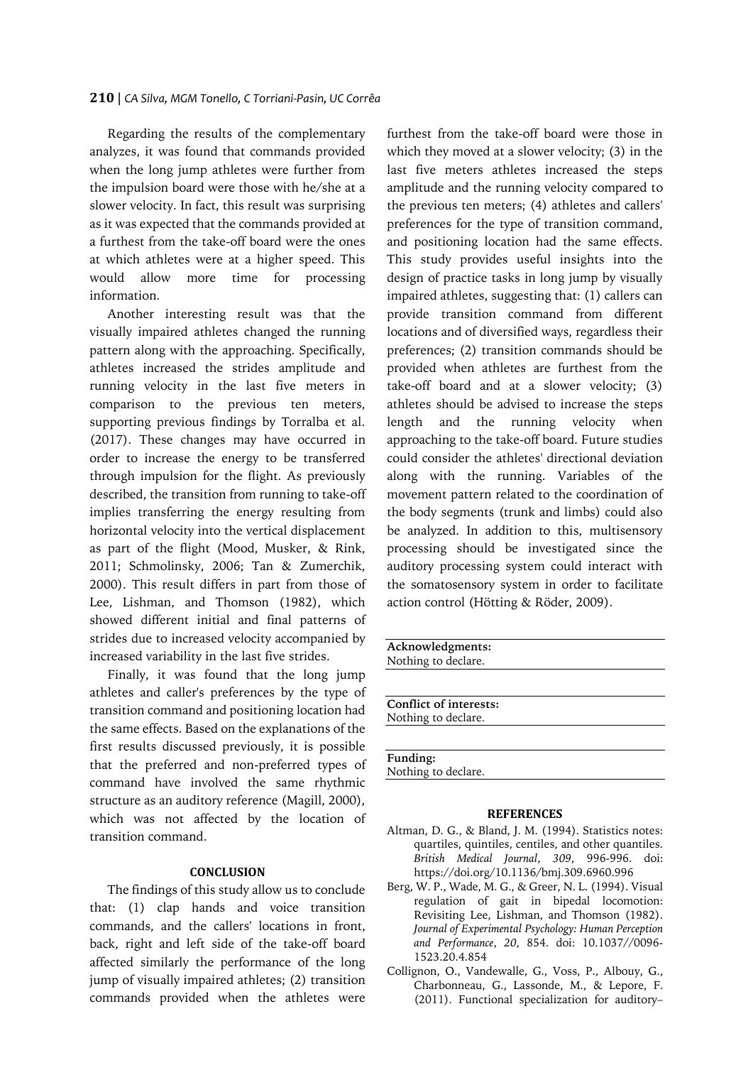Regarding the results of the complementary analyzes, it was found that commands provided when the long jump athletes were further from the impulsion board were those with he/she at a slower velocity. In fact, this result was surprising as it was expected that the commands provided at a furthest from the take-off board were the ones at which athletes were at a higher speed. This would allow more time for processing information.

Another interesting result was that the visually impaired athletes changed the running pattern along with the approaching. Specifically, athletes increased the strides amplitude and running velocity in the last five meters in comparison to the previous ten meters, supporting previous findings by Torralba et al. (2017). These changes may have occurred in order to increase the energy to be transferred through impulsion for the flight. As previously described, the transition from running to take-off implies transferring the energy resulting from horizontal velocity into the vertical displacement as part of the flight (Mood, Musker, & Rink, 2011; Schmolinsky, 2006; Tan & Zumerchik, 2000). This result differs in part from those of Lee, Lishman, and Thomson (1982), which showed different initial and final patterns of strides due to increased velocity accompanied by increased variability in the last five strides.

Finally, it was found that the long jump athletes and caller's preferences by the type of transition command and positioning location had the same effects. Based on the explanations of the first results discussed previously, it is possible that the preferred and non-preferred types of command have involved the same rhythmic structure as an auditory reference (Magill, 2000), which was not affected by the location of transition command.

## CONCLUSION

The findings of this study allow us to conclude that: (1) clap hands and voice transition commands, and the callers' locations in front, back, right and left side of the take-off board affected similarly the performance of the long jump of visually impaired athletes; (2) transition commands provided when the athletes were furthest from the take-off board were those in which they moved at a slower velocity; (3) in the last five meters athletes increased the steps amplitude and the running velocity compared to the previous ten meters; (4) athletes and callers' preferences for the type of transition command, and positioning location had the same effects. This study provides useful insights into the design of practice tasks in long jump by visually impaired athletes, suggesting that: (1) callers can provide transition command from different locations and of diversified ways, regardless their preferences; (2) transition commands should be provided when athletes are furthest from the take-off board and at a slower velocity; (3) athletes should be advised to increase the steps length and the running velocity when approaching to the take-off board. Future studies could consider the athletes' directional deviation along with the running. Variables of the movement pattern related to the coordination of the body segments (trunk and limbs) could also be analyzed. In addition to this, multisensory processing should be investigated since the auditory processing system could interact with the somatosensory system in order to facilitate action control (Hötting & Röder, 2009).

**Acknowledgments:**
Nothing to declare.

**Conflict of interests:**
Nothing to declare.

**Funding:**
Nothing to declare.

## REFERENCES

Altman, D. G., & Bland, J. M. (1994). Statistics notes: quartiles, quintiles, centiles, and other quantiles. *British Medical Journal*, *309*, 996-996. doi: https://doi.org/10.1136/bmj.309.6960.996

Berg, W. P., Wade, M. G., & Greer, N. L. (1994). Visual regulation of gait in bipedal locomotion: Revisiting Lee, Lishman, and Thomson (1982). *Journal of Experimental Psychology: Human Perception and Performance*, *20*, 854. doi: 10.1037//0096-1523.20.4.854

Collignon, O., Vandewalle, G., Voss, P., Albouy, G., Charbonneau, G., Lassonde, M., & Lepore, F. (2011). Functional specialization for auditory–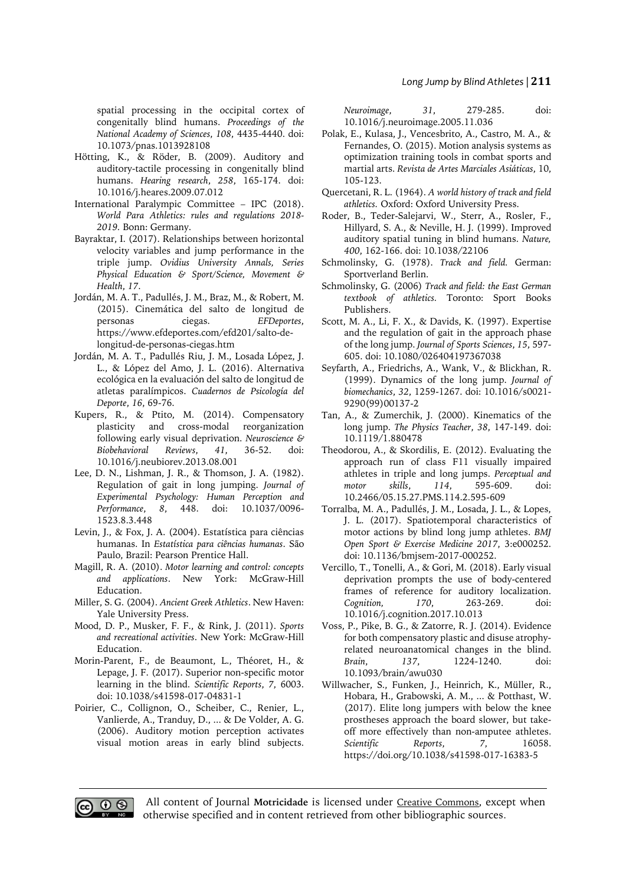spatial processing in the occipital cortex of congenitally blind humans. *Proceedings of the National Academy of Sciences*, *108*, 4435-4440. doi: 10.1073/pnas.1013928108

Hötting, K., & Röder, B. (2009). Auditory and auditory-tactile processing in congenitally blind humans. *Hearing research*, *258*, 165-174. doi: 10.1016/j.heares.2009.07.012

International Paralympic Committee – IPC (2018). *World Para Athletics: rules and regulations 2018-2019.* Bonn: Germany.

Bayraktar, I. (2017). Relationships between horizontal velocity variables and jump performance in the triple jump. *Ovidius University Annals, Series Physical Education & Sport/Science, Movement & Health*, *17*.

Jordán, M. A. T., Padullés, J. M., Braz, M., & Robert, M. (2015). Cinemática del salto de longitud de personas ciegas. *EFDeportes*, https://www.efdeportes.com/efd201/salto-de-longitud-de-personas-ciegas.htm

Jordán, M. A. T., Padullés Riu, J. M., Losada López, J. L., & López del Amo, J. L. (2016). Alternativa ecológica en la evaluación del salto de longitud de atletas paralímpicos. *Cuadernos de Psicología del Deporte*, *16*, 69-76.

Kupers, R., & Ptito, M. (2014). Compensatory plasticity and cross-modal reorganization following early visual deprivation. *Neuroscience & Biobehavioral Reviews*, *41*, 36-52. doi: 10.1016/j.neubiorev.2013.08.001

Lee, D. N., Lishman, J. R., & Thomson, J. A. (1982). Regulation of gait in long jumping. *Journal of Experimental Psychology: Human Perception and Performance*, *8*, 448. doi: 10.1037/0096-1523.8.3.448

Levin, J., & Fox, J. A. (2004). Estatística para ciências humanas. In *Estatística para ciências humanas*. São Paulo, Brazil: Pearson Prentice Hall.

Magill, R. A. (2010). *Motor learning and control: concepts and applications*. New York: McGraw-Hill Education.

Miller, S. G. (2004). *Ancient Greek Athletics*. New Haven: Yale University Press.

Mood, D. P., Musker, F. F., & Rink, J. (2011). *Sports and recreational activities*. New York: McGraw-Hill Education.

Morin-Parent, F., de Beaumont, L., Théoret, H., & Lepage, J. F. (2017). Superior non-specific motor learning in the blind. *Scientific Reports*, *7*, 6003. doi: 10.1038/s41598-017-04831-1

Poirier, C., Collignon, O., Scheiber, C., Renier, L., Vanlierde, A., Tranduy, D., ... & De Volder, A. G. (2006). Auditory motion perception activates visual motion areas in early blind subjects. *Neuroimage*, *31*, 279-285. doi: 10.1016/j.neuroimage.2005.11.036

Polak, E., Kulasa, J., Vencesbrito, A., Castro, M. A., & Fernandes, O. (2015). Motion analysis systems as optimization training tools in combat sports and martial arts. *Revista de Artes Marciales Asiáticas*, 10, 105-123.

Quercetani, R. L. (1964). *A world history of track and field athletics.* Oxford: Oxford University Press.

Roder, B., Teder-Salejarvi, W., Sterr, A., Rosler, F., Hillyard, S. A., & Neville, H. J. (1999). Improved auditory spatial tuning in blind humans. *Nature, 400*, 162-166. doi: 10.1038/22106

Schmolinsky, G. (1978). *Track and field.* German: Sportverland Berlin.

Schmolinsky, G. (2006) *Track and field: the East German textbook of athletics.* Toronto: Sport Books Publishers.

Scott, M. A., Li, F. X., & Davids, K. (1997). Expertise and the regulation of gait in the approach phase of the long jump. *Journal of Sports Sciences*, *15*, 597-605. doi: 10.1080/026404197367038

Seyfarth, A., Friedrichs, A., Wank, V., & Blickhan, R. (1999). Dynamics of the long jump. *Journal of biomechanics*, *32*, 1259-1267. doi: 10.1016/s0021-9290(99)00137-2

Tan, A., & Zumerchik, J. (2000). Kinematics of the long jump. *The Physics Teacher*, *38*, 147-149. doi: 10.1119/1.880478

Theodorou, A., & Skordilis, E. (2012). Evaluating the approach run of class F11 visually impaired athletes in triple and long jumps. *Perceptual and motor skills*, *114*, 595-609. doi: 10.2466/05.15.27.PMS.114.2.595-609

Torralba, M. A., Padullés, J. M., Losada, J. L., & Lopes, J. L. (2017). Spatiotemporal characteristics of motor actions by blind long jump athletes. *BMJ Open Sport & Exercise Medicine 2017*, 3:e000252. doi: 10.1136/bmjsem-2017-000252.

Vercillo, T., Tonelli, A., & Gori, M. (2018). Early visual deprivation prompts the use of body-centered frames of reference for auditory localization. *Cognition, 170*, 263-269. doi: 10.1016/j.cognition.2017.10.013

Voss, P., Pike, B. G., & Zatorre, R. J. (2014). Evidence for both compensatory plastic and disuse atrophy-related neuroanatomical changes in the blind. *Brain*, *137*, 1224-1240. doi: 10.1093/brain/awu030

Willwacher, S., Funken, J., Heinrich, K., Müller, R., Hobara, H., Grabowski, A. M., ... & Potthast, W. (2017). Elite long jumpers with below the knee prostheses approach the board slower, but take-off more effectively than non-amputee athletes. *Scientific Reports*, *7*, 16058. https://doi.org/10.1038/s41598-017-16383-5

All content of Journal **Motricidade** is licensed under Creative Commons, except when otherwise specified and in content retrieved from other bibliographic sources.